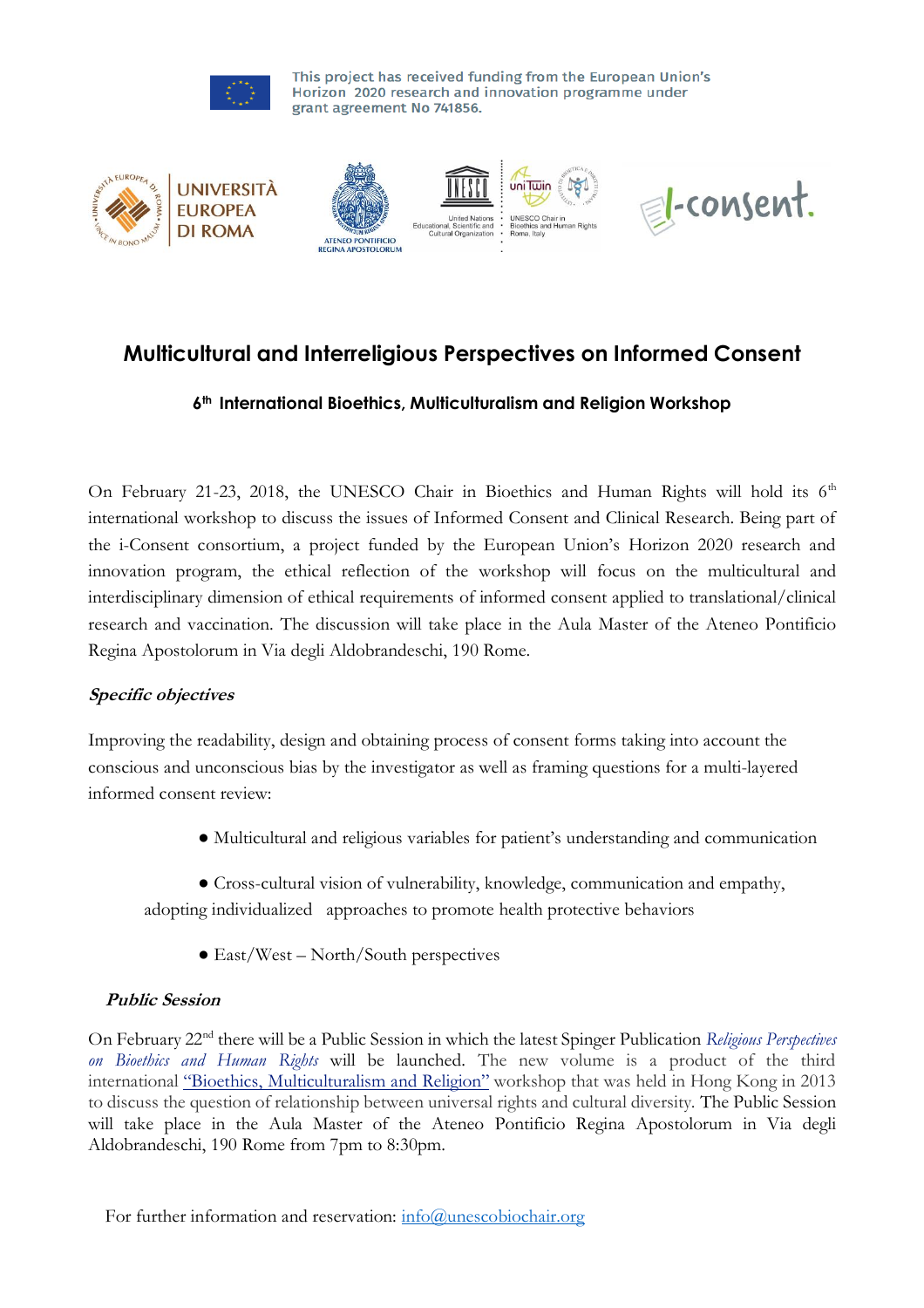This project has received funding from the European Union's Horizon 2020 research and innovation programme under grant agreement No 741856.

# Multicultural and Interreligious Perspectives on Informed Consent

## 6th International Bioethics, Multiculturalism and Religion Workshop

On February 21-23, 2018, the UNESCO Chair in Bioethics and Human Rights will hold its 6th international workshop to discuss the issues of Informed Consent and Clinical Research. Being part of the i-Consent consortium, a project funded by the European Union's Horizon 2020 research and innovation program, the ethical reflection of the workshop will focus on the multicultural and interdisciplinary dimension of ethical requirements of informed consent applied to translational/clinical research and vaccination. The discussion will take place in the Aula Master of the Ateneo Pontificio Regina Apostolorum in Via degli Aldobrandeschi, 190 Rome.

### *Specific objectives*

Improving the readability, design and obtaining process of consent forms taking into account the conscious and unconscious bias by the investigator as well as framing questions for a multi-layered informed consent review:

- Multicultural and religious variables for patient's understanding and communication
- Cross-cultural vision of vulnerability, knowledge, communication and empathy, adopting individualized approaches to promote health protective behaviors
- East/West – North/South perspectives

### *Public Session*

On February 22nd there will be a Public Session in which the latest Spinger Publication *Religious Perspectives on Bioethics and Human Rights* will be launched. The new volume is a product of the third international "Bioethics, Multiculturalism and Religion" workshop that was held in Hong Kong in 2013 to discuss the question of relationship between universal rights and cultural diversity. The Public Session will take place in the Aula Master of the Ateneo Pontificio Regina Apostolorum in Via degli Aldobrandeschi, 190 Rome from 7pm to 8:30pm.

For further information and reservation: info@unescobiochair.org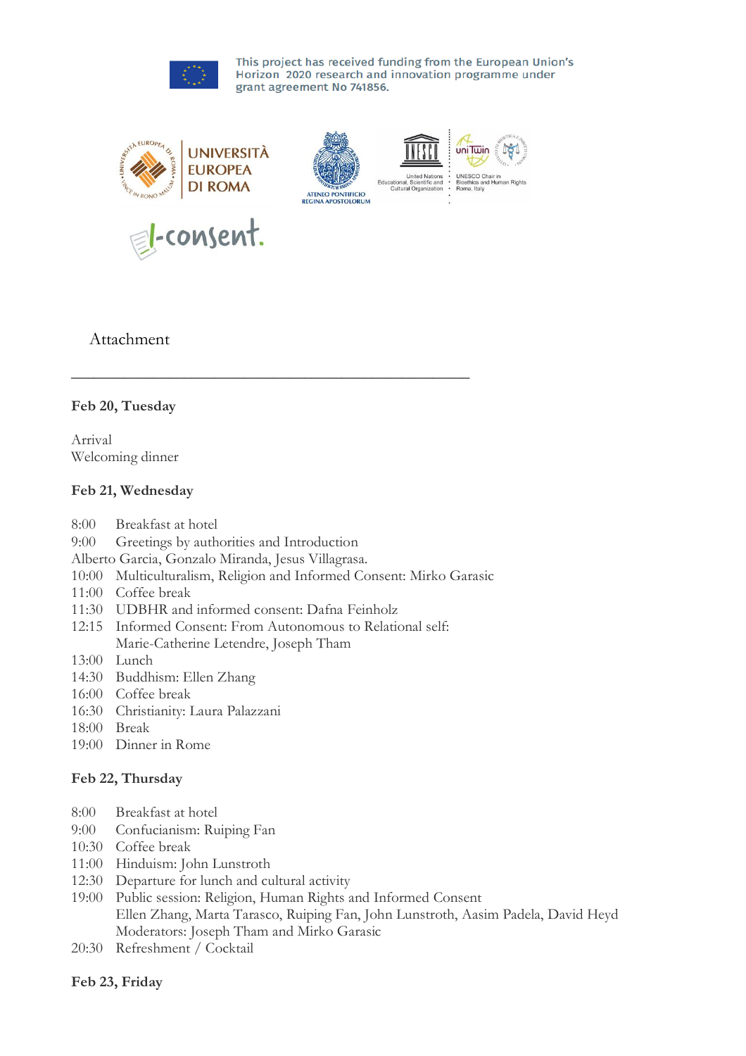This project has received funding from the European Union's Horizon 2020 research and innovation programme under grant agreement No 741856.

UNIVERSITÀ EUROPEA DI ROMA

ATENEO PONTIFICIO REGINA APOSTOLORUM

United Nations Educational, Scientific and Cultural Organization

UNESCO Chair in Bioethics and Human Rights Roma, Italy

i-consent.

Attachment

---

**Feb 20, Tuesday**

Arrival
Welcoming dinner

**Feb 21, Wednesday**

8:00 Breakfast at hotel
9:00 Greetings by authorities and Introduction
Alberto Garcia, Gonzalo Miranda, Jesus Villagrasa.
10:00 Multiculturalism, Religion and Informed Consent: Mirko Garasic
11:00 Coffee break
11:30 UDBHR and informed consent: Dafna Feinholz
12:15 Informed Consent: From Autonomous to Relational self:
Marie-Catherine Letendre, Joseph Tham
13:00 Lunch
14:30 Buddhism: Ellen Zhang
16:00 Coffee break
16:30 Christianity: Laura Palazzani
18:00 Break
19:00 Dinner in Rome

**Feb 22, Thursday**

8:00 Breakfast at hotel
9:00 Confucianism: Ruiping Fan
10:30 Coffee break
11:00 Hinduism: John Lunstroth
12:30 Departure for lunch and cultural activity
19:00 Public session: Religion, Human Rights and Informed Consent
Ellen Zhang, Marta Tarasco, Ruiping Fan, John Lunstroth, Aasim Padela, David Heyd
Moderators: Joseph Tham and Mirko Garasic
20:30 Refreshment / Cocktail

**Feb 23, Friday**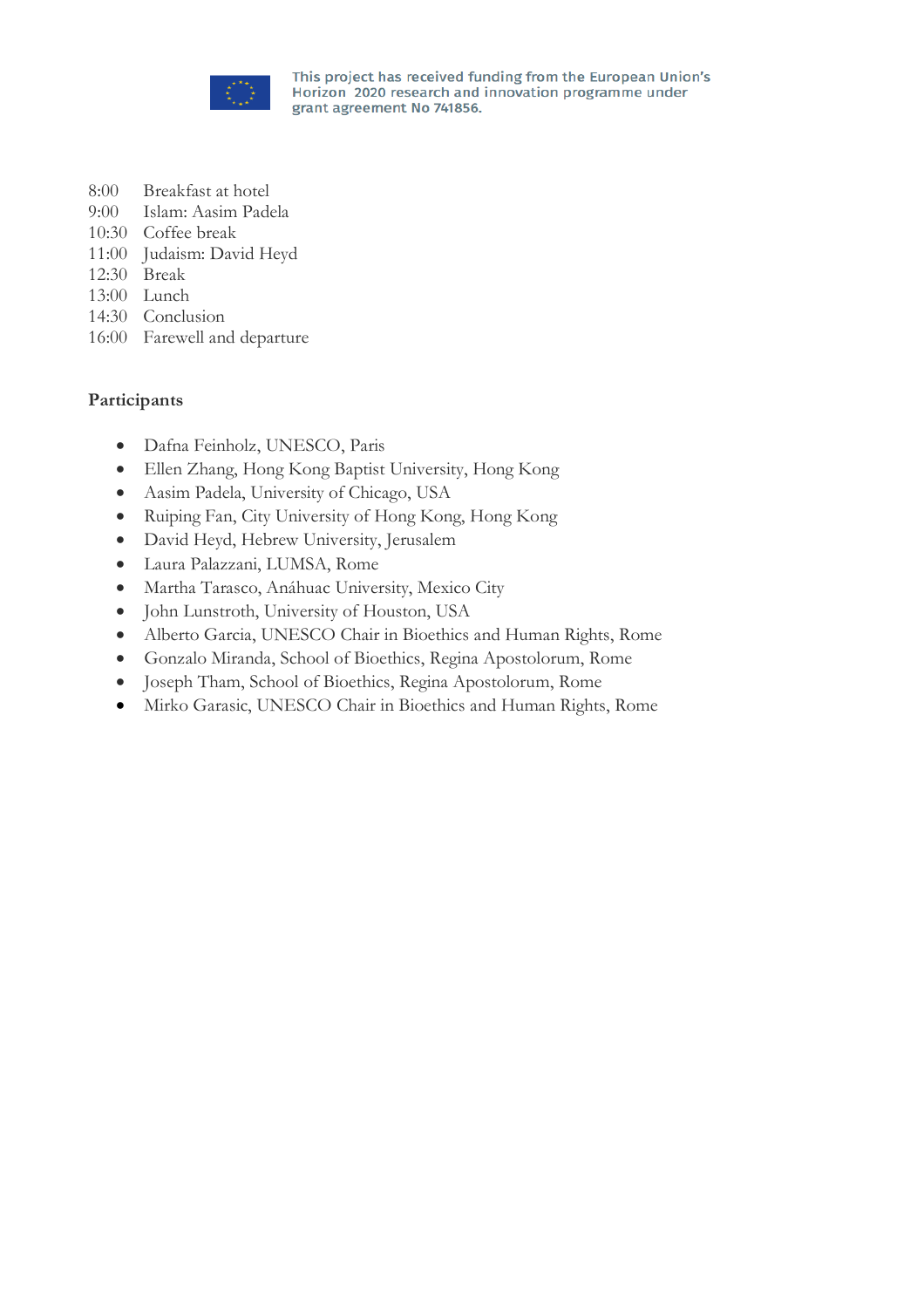This project has received funding from the European Union's Horizon 2020 research and innovation programme under grant agreement No 741856.

| | |
|---|---|
| 8:00 | Breakfast at hotel |
| 9:00 | Islam: Aasim Padela |
| 10:30 | Coffee break |
| 11:00 | Judaism: David Heyd |
| 12:30 | Break |
| 13:00 | Lunch |
| 14:30 | Conclusion |
| 16:00 | Farewell and departure |

**Participants**

- Dafna Feinholz, UNESCO, Paris
- Ellen Zhang, Hong Kong Baptist University, Hong Kong
- Aasim Padela, University of Chicago, USA
- Ruiping Fan, City University of Hong Kong, Hong Kong
- David Heyd, Hebrew University, Jerusalem
- Laura Palazzani, LUMSA, Rome
- Martha Tarasco, Anáhuac University, Mexico City
- John Lunstroth, University of Houston, USA
- Alberto Garcia, UNESCO Chair in Bioethics and Human Rights, Rome
- Gonzalo Miranda, School of Bioethics, Regina Apostolorum, Rome
- Joseph Tham, School of Bioethics, Regina Apostolorum, Rome
- Mirko Garasic, UNESCO Chair in Bioethics and Human Rights, Rome